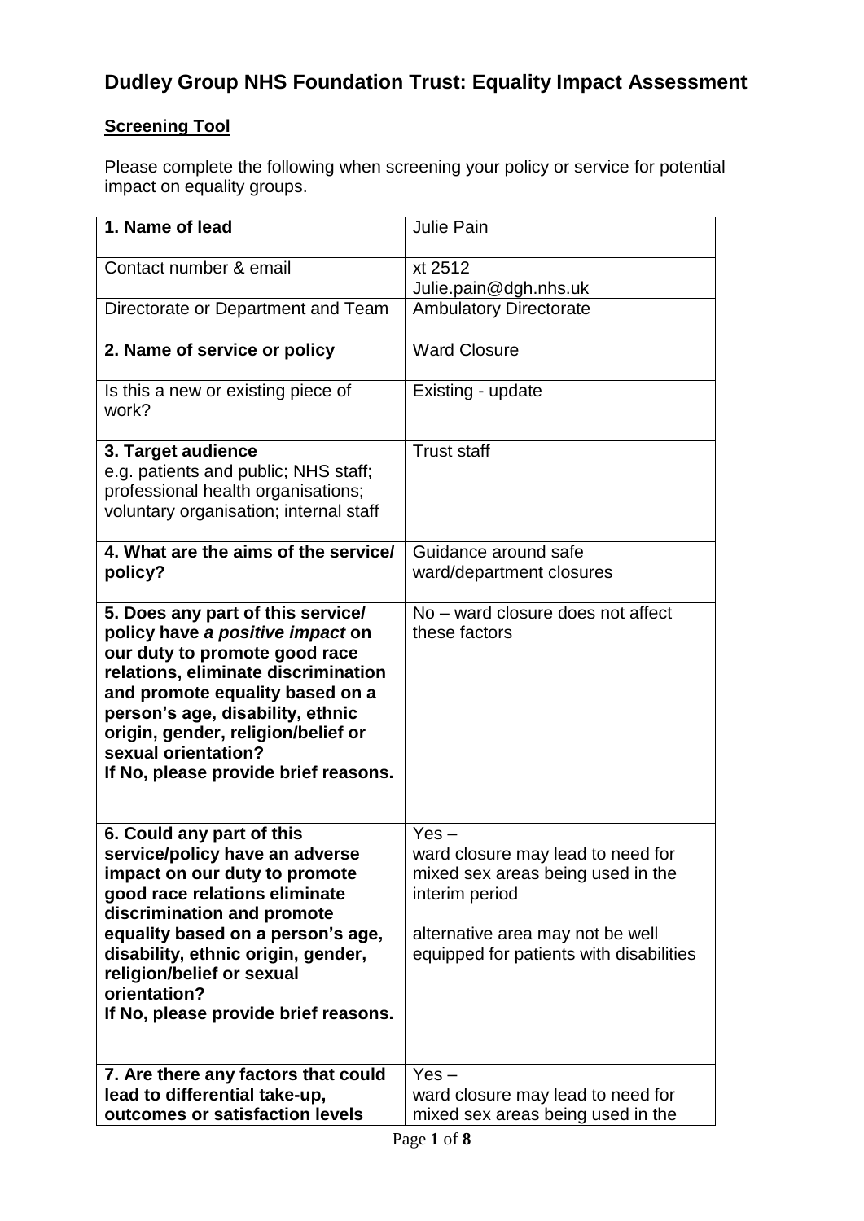# Dudley Group NHS Foundation Trust: Equality Impact Assessment

**Screening Tool**

Please complete the following when screening your policy or service for potential impact on equality groups.

| | |
|---|---|
| **1. Name of lead** | Julie Pain |
| Contact number & email | xt 2512<br>Julie.pain@dgh.nhs.uk |
| Directorate or Department and Team | Ambulatory Directorate |
| **2. Name of service or policy** | Ward Closure |
| Is this a new or existing piece of work? | Existing - update |
| **3. Target audience**<br>e.g. patients and public; NHS staff; professional health organisations; voluntary organisation; internal staff | Trust staff |
| **4. What are the aims of the service/ policy?** | Guidance around safe ward/department closures |
| **5. Does any part of this service/ policy have *a positive impact* on our duty to promote good race relations, eliminate discrimination and promote equality based on a person's age, disability, ethnic origin, gender, religion/belief or sexual orientation?**<br>**If No, please provide brief reasons.** | No – ward closure does not affect these factors |
| **6. Could any part of this service/policy have an adverse impact on our duty to promote good race relations eliminate discrimination and promote equality based on a person's age, disability, ethnic origin, gender, religion/belief or sexual orientation?**<br>**If No, please provide brief reasons.** | Yes –<br>ward closure may lead to need for mixed sex areas being used in the interim period<br><br>alternative area may not be well equipped for patients with disabilities |
| **7. Are there any factors that could lead to differential take-up, outcomes or satisfaction levels** | Yes –<br>ward closure may lead to need for mixed sex areas being used in the |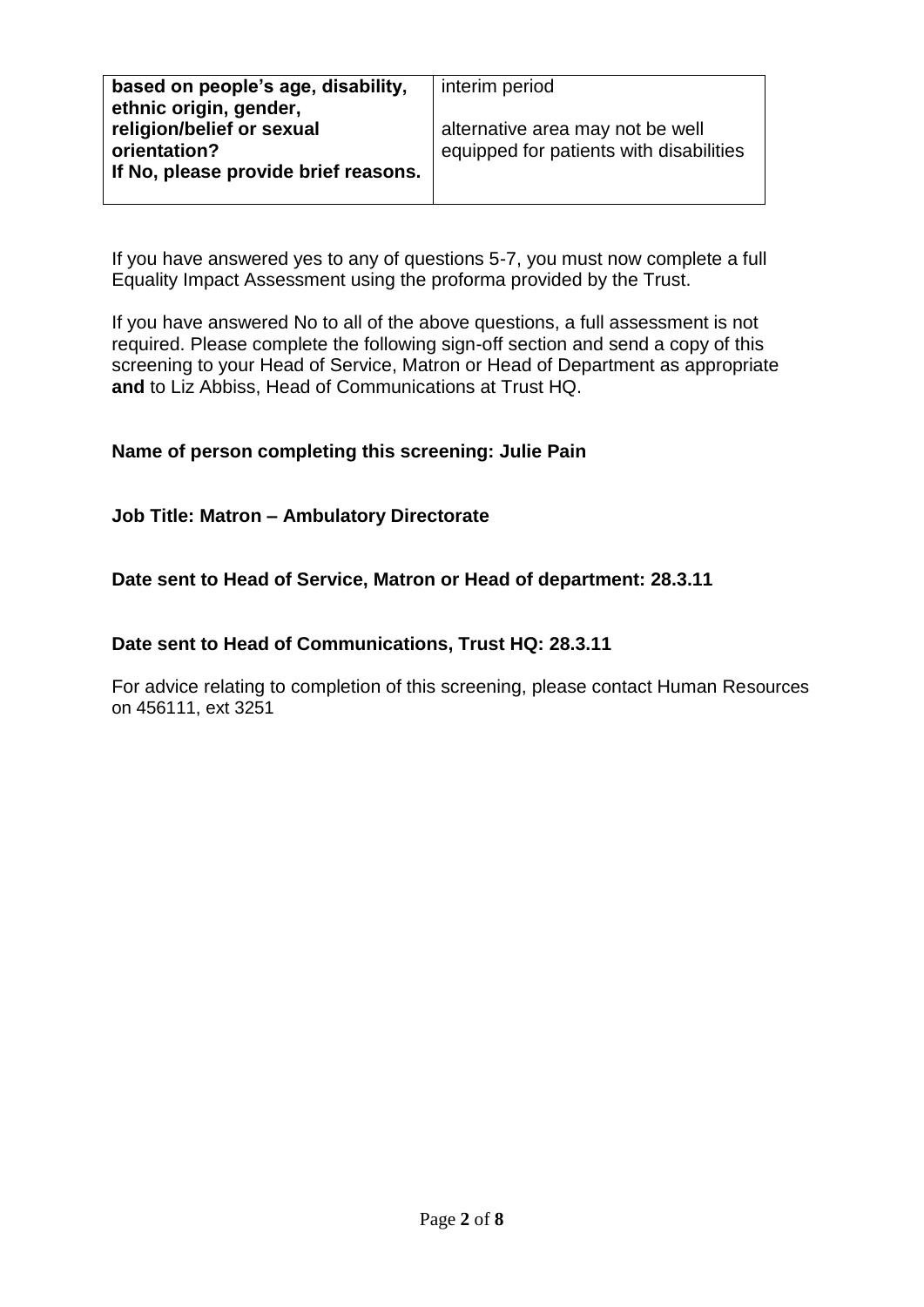| **based on people's age, disability, ethnic origin, gender, religion/belief or sexual orientation? If No, please provide brief reasons.** | interim period<br><br>alternative area may not be well equipped for patients with disabilities |
|---|---|

If you have answered yes to any of questions 5-7, you must now complete a full Equality Impact Assessment using the proforma provided by the Trust.

If you have answered No to all of the above questions, a full assessment is not required. Please complete the following sign-off section and send a copy of this screening to your Head of Service, Matron or Head of Department as appropriate **and** to Liz Abbiss, Head of Communications at Trust HQ.

**Name of person completing this screening: Julie Pain**

**Job Title: Matron – Ambulatory Directorate**

**Date sent to Head of Service, Matron or Head of department: 28.3.11**

**Date sent to Head of Communications, Trust HQ: 28.3.11**

For advice relating to completion of this screening, please contact Human Resources on 456111, ext 3251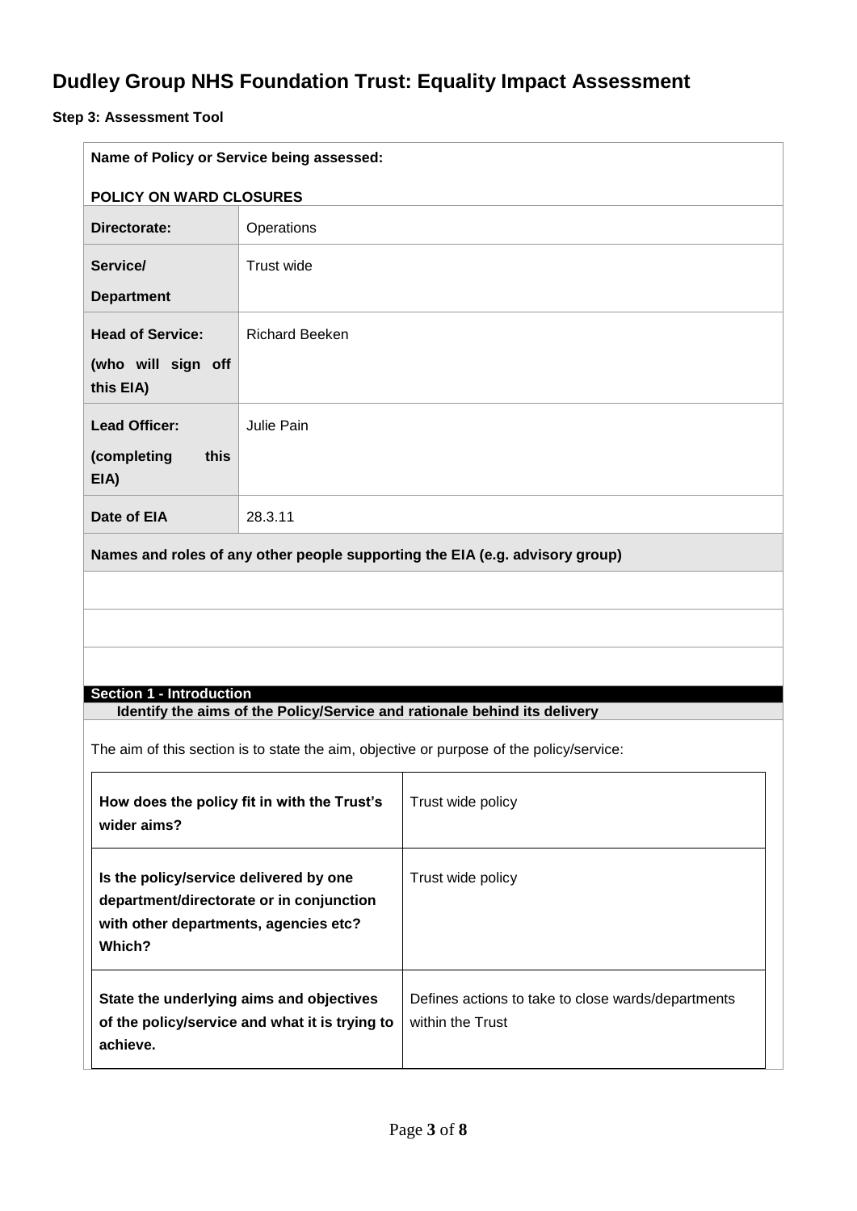# Dudley Group NHS Foundation Trust: Equality Impact Assessment

**Step 3: Assessment Tool**

| **Name of Policy or Service being assessed:**<br><br>**POLICY ON WARD CLOSURES** | |
|---|---|
| **Directorate:** | Operations |
| **Service/ Department** | Trust wide |
| **Head of Service: (who will sign off this EIA)** | Richard Beeken |
| **Lead Officer: (completing this EIA)** | Julie Pain |
| **Date of EIA** | 28.3.11 |
| **Names and roles of any other people supporting the EIA (e.g. advisory group)** | |
| | |
| | |
| | |

**Section 1 - Introduction**

**Identify the aims of the Policy/Service and rationale behind its delivery**

The aim of this section is to state the aim, objective or purpose of the policy/service:

| | |
|---|---|
| **How does the policy fit in with the Trust's wider aims?** | Trust wide policy |
| **Is the policy/service delivered by one department/directorate or in conjunction with other departments, agencies etc? Which?** | Trust wide policy |
| **State the underlying aims and objectives of the policy/service and what it is trying to achieve.** | Defines actions to take to close wards/departments within the Trust |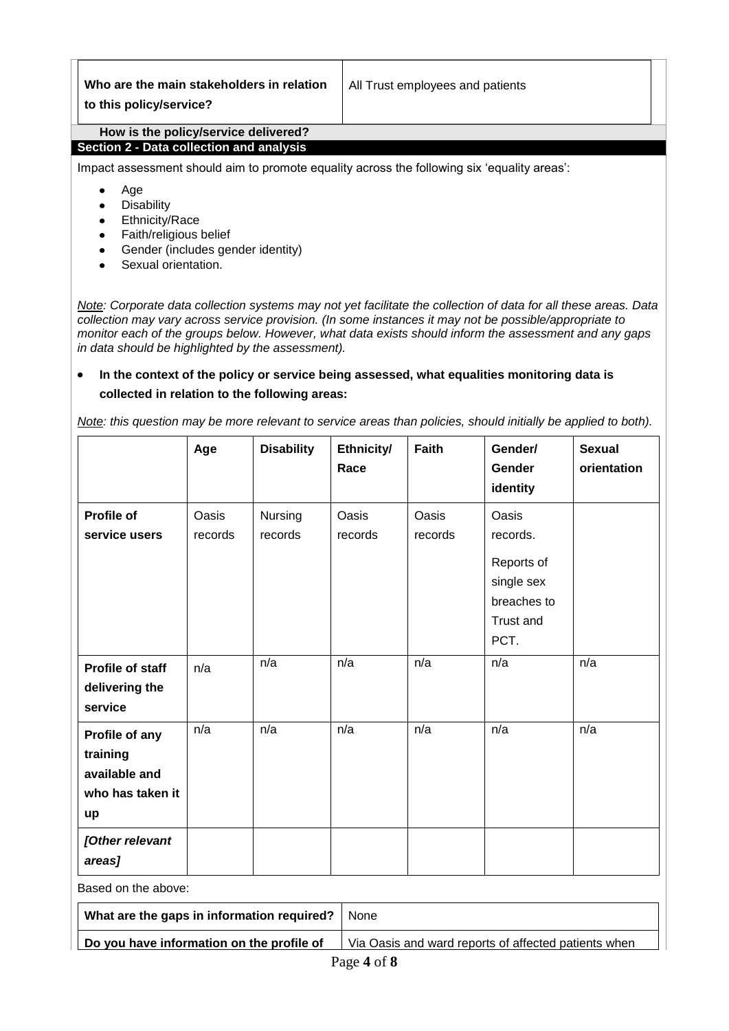| Who are the main stakeholders in relation to this policy/service? | All Trust employees and patients |
|---|---|

**How is the policy/service delivered?**

## Section 2 - Data collection and analysis

Impact assessment should aim to promote equality across the following six 'equality areas':

- Age
- Disability
- Ethnicity/Race
- Faith/religious belief
- Gender (includes gender identity)
- Sexual orientation.

*Note: Corporate data collection systems may not yet facilitate the collection of data for all these areas. Data collection may vary across service provision. (In some instances it may not be possible/appropriate to monitor each of the groups below. However, what data exists should inform the assessment and any gaps in data should be highlighted by the assessment).*

- **In the context of the policy or service being assessed, what equalities monitoring data is collected in relation to the following areas:**

*Note: this question may be more relevant to service areas than policies, should initially be applied to both).*

| | Age | Disability | Ethnicity/ Race | Faith | Gender/ Gender identity | Sexual orientation |
|---|---|---|---|---|---|---|
| **Profile of service users** | Oasis records | Nursing records | Oasis records | Oasis records | Oasis records. Reports of single sex breaches to Trust and PCT. | |
| **Profile of staff delivering the service** | n/a | n/a | n/a | n/a | n/a | n/a |
| **Profile of any training available and who has taken it up** | n/a | n/a | n/a | n/a | n/a | n/a |
| ***[Other relevant areas]*** | | | | | | |

Based on the above:

| What are the gaps in information required? | None |
|---|---|
| **Do you have information on the profile of** | Via Oasis and ward reports of affected patients when |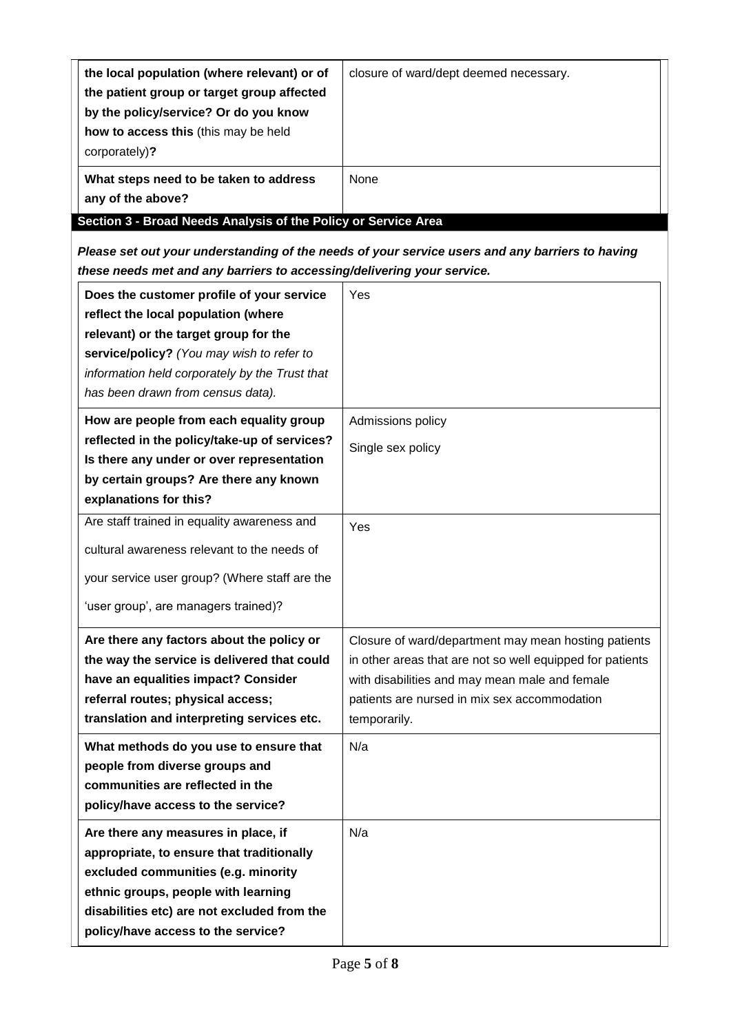| | |
|---|---|
| **the local population (where relevant) or of the patient group or target group affected by the policy/service? Or do you know how to access this** (this may be held corporately)**?** | closure of ward/dept deemed necessary. |
| **What steps need to be taken to address any of the above?** | None |

## Section 3 - Broad Needs Analysis of the Policy or Service Area

***Please set out your understanding of the needs of your service users and any barriers to having these needs met and any barriers to accessing/delivering your service.***

| | |
|---|---|
| **Does the customer profile of your service reflect the local population (where relevant) or the target group for the service/policy?** *(You may wish to refer to information held corporately by the Trust that has been drawn from census data).* | Yes |
| **How are people from each equality group reflected in the policy/take-up of services? Is there any under or over representation by certain groups? Are there any known explanations for this?** | Admissions policy<br>Single sex policy |
| Are staff trained in equality awareness and cultural awareness relevant to the needs of your service user group? (Where staff are the 'user group', are managers trained)? | Yes |
| **Are there any factors about the policy or the way the service is delivered that could have an equalities impact? Consider referral routes; physical access; translation and interpreting services etc.** | Closure of ward/department may mean hosting patients in other areas that are not so well equipped for patients with disabilities and may mean male and female patients are nursed in mix sex accommodation temporarily. |
| **What methods do you use to ensure that people from diverse groups and communities are reflected in the policy/have access to the service?** | N/a |
| **Are there any measures in place, if appropriate, to ensure that traditionally excluded communities (e.g. minority ethnic groups, people with learning disabilities etc) are not excluded from the policy/have access to the service?** | N/a |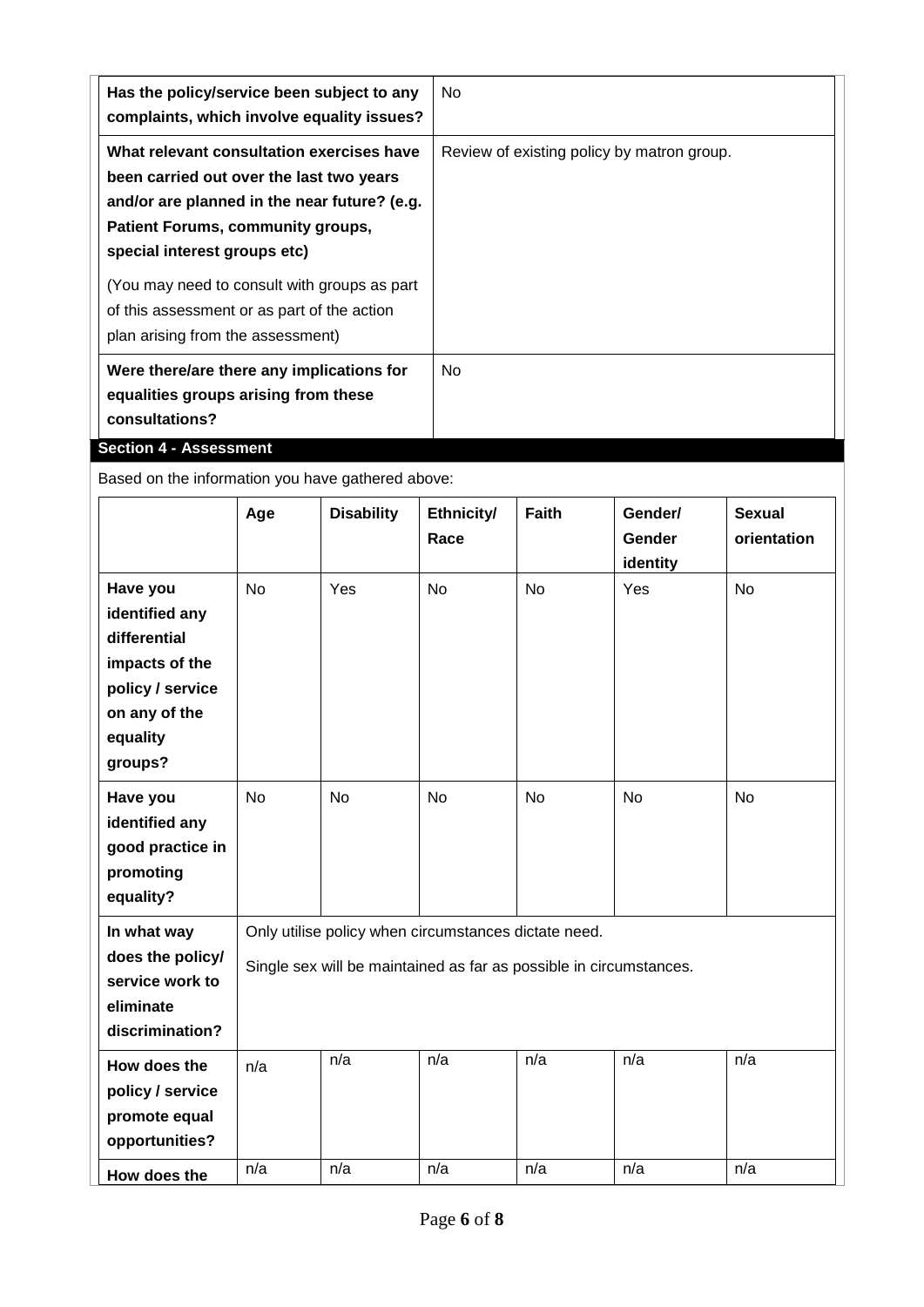| | |
|---|---|
| **Has the policy/service been subject to any complaints, which involve equality issues?** | No |
| **What relevant consultation exercises have been carried out over the last two years and/or are planned in the near future? (e.g. Patient Forums, community groups, special interest groups etc)**<br><br>(You may need to consult with groups as part of this assessment or as part of the action plan arising from the assessment) | Review of existing policy by matron group. |
| **Were there/are there any implications for equalities groups arising from these consultations?** | No |

## Section 4 - Assessment

Based on the information you have gathered above:

| | Age | Disability | Ethnicity/ Race | Faith | Gender/ Gender identity | Sexual orientation |
|---|---|---|---|---|---|---|
| **Have you identified any differential impacts of the policy / service on any of the equality groups?** | No | Yes | No | No | Yes | No |
| **Have you identified any good practice in promoting equality?** | No | No | No | No | No | No |
| **In what way does the policy/ service work to eliminate discrimination?** | Only utilise policy when circumstances dictate need.<br><br>Single sex will be maintained as far as possible in circumstances. | | | | | |
| **How does the policy / service promote equal opportunities?** | n/a | n/a | n/a | n/a | n/a | n/a |
| **How does the** | n/a | n/a | n/a | n/a | n/a | n/a |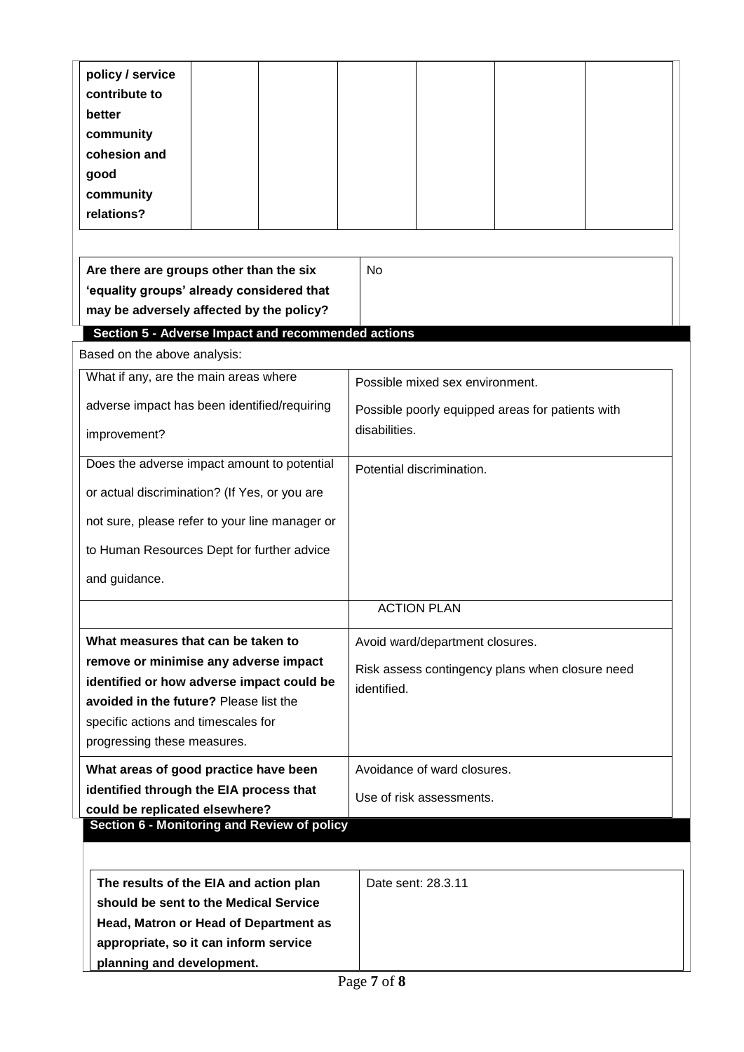| policy / service contribute to better community cohesion and good community relations? | | | | | | |
|---|---|---|---|---|---|---|

| Are there are groups other than the six 'equality groups' already considered that may be adversely affected by the policy? | No |
|---|---|

## Section 5 - Adverse Impact and recommended actions

Based on the above analysis:

| | |
|---|---|
| What if any, are the main areas where adverse impact has been identified/requiring improvement? | Possible mixed sex environment.<br>Possible poorly equipped areas for patients with disabilities. |
| Does the adverse impact amount to potential or actual discrimination? (If Yes, or you are not sure, please refer to your line manager or to Human Resources Dept for further advice and guidance. | Potential discrimination. |
| | ACTION PLAN |
| **What measures that can be taken to remove or minimise any adverse impact identified or how adverse impact could be avoided in the future?** Please list the specific actions and timescales for progressing these measures. | Avoid ward/department closures.<br>Risk assess contingency plans when closure need identified. |
| **What areas of good practice have been identified through the EIA process that could be replicated elsewhere?** | Avoidance of ward closures.<br>Use of risk assessments. |

## Section 6 - Monitoring and Review of policy

| **The results of the EIA and action plan should be sent to the Medical Service Head, Matron or Head of Department as appropriate, so it can inform service planning and development.** | Date sent: 28.3.11 |
|---|---|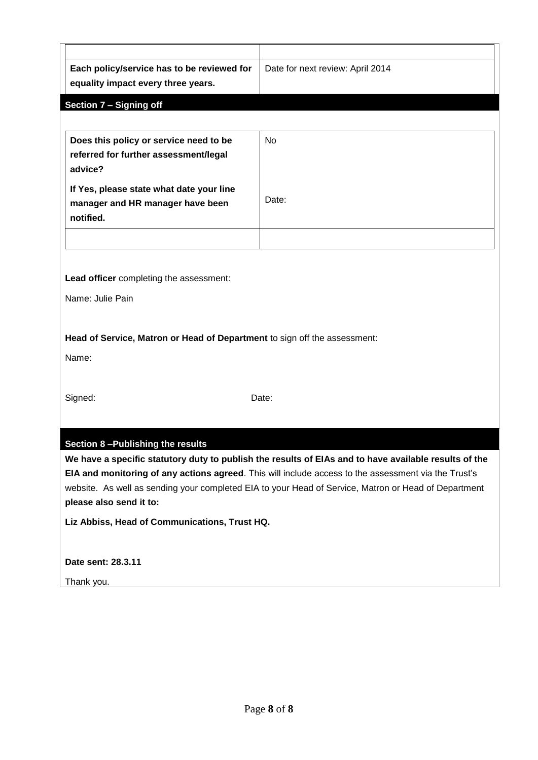| | |
|---|---|
| | |
| **Each policy/service has to be reviewed for equality impact every three years.** | Date for next review: April 2014 |

## Section 7 – Signing off

| | |
|---|---|
| **Does this policy or service need to be referred for further assessment/legal advice?**<br><br>**If Yes, please state what date your line manager and HR manager have been notified.** | No<br><br>Date: |
| | |

**Lead officer** completing the assessment:

Name: Julie Pain

**Head of Service, Matron or Head of Department** to sign off the assessment:

Name:

Signed: Date:

## Section 8 –Publishing the results

**We have a specific statutory duty to publish the results of EIAs and to have available results of the EIA and monitoring of any actions agreed**. This will include access to the assessment via the Trust's website. As well as sending your completed EIA to your Head of Service, Matron or Head of Department **please also send it to:**

**Liz Abbiss, Head of Communications, Trust HQ.**

**Date sent: 28.3.11**

Thank you.